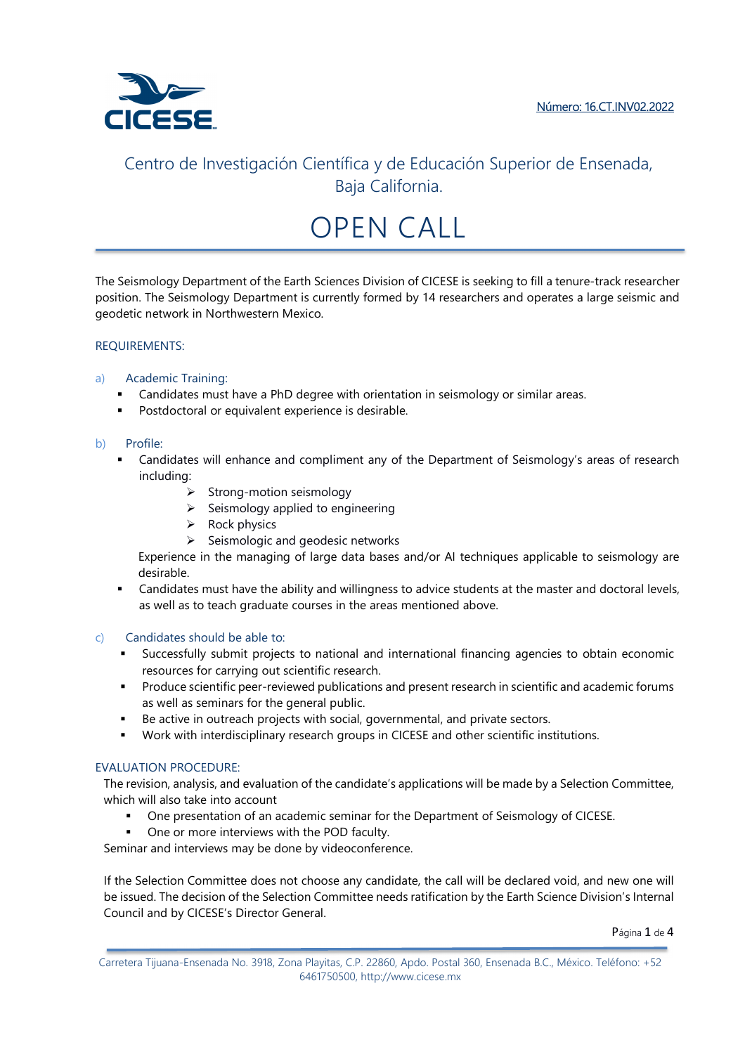Número: 16.CT.INV02.2022

Centro de Investigación Científica y de Educación Superior de Ensenada, Baja California.

# OPEN CALL

The Seismology Department of the Earth Sciences Division of CICESE is seeking to fill a tenure-track researcher position. The Seismology Department is currently formed by 14 researchers and operates a large seismic and geodetic network in Northwestern Mexico.

## REQUIREMENTS:

a) Academic Training:

- Candidates must have a PhD degree with orientation in seismology or similar areas.
- Postdoctoral or equivalent experience is desirable.

b) Profile:

- Candidates will enhance and compliment any of the Department of Seismology's areas of research including:
  - Strong-motion seismology
  - Seismology applied to engineering
  - Rock physics
  - Seismologic and geodesic networks

  Experience in the managing of large data bases and/or AI techniques applicable to seismology are desirable.
- Candidates must have the ability and willingness to advice students at the master and doctoral levels, as well as to teach graduate courses in the areas mentioned above.

c) Candidates should be able to:

- Successfully submit projects to national and international financing agencies to obtain economic resources for carrying out scientific research.
- Produce scientific peer-reviewed publications and present research in scientific and academic forums as well as seminars for the general public.
- Be active in outreach projects with social, governmental, and private sectors.
- Work with interdisciplinary research groups in CICESE and other scientific institutions.

## EVALUATION PROCEDURE:

The revision, analysis, and evaluation of the candidate's applications will be made by a Selection Committee, which will also take into account

- One presentation of an academic seminar for the Department of Seismology of CICESE.
- One or more interviews with the POD faculty.

Seminar and interviews may be done by videoconference.

If the Selection Committee does not choose any candidate, the call will be declared void, and new one will be issued. The decision of the Selection Committee needs ratification by the Earth Science Division's Internal Council and by CICESE's Director General.

Carretera Tijuana-Ensenada No. 3918, Zona Playitas, C.P. 22860, Apdo. Postal 360, Ensenada B.C., México. Teléfono: +52 6461750500, http://www.cicese.mx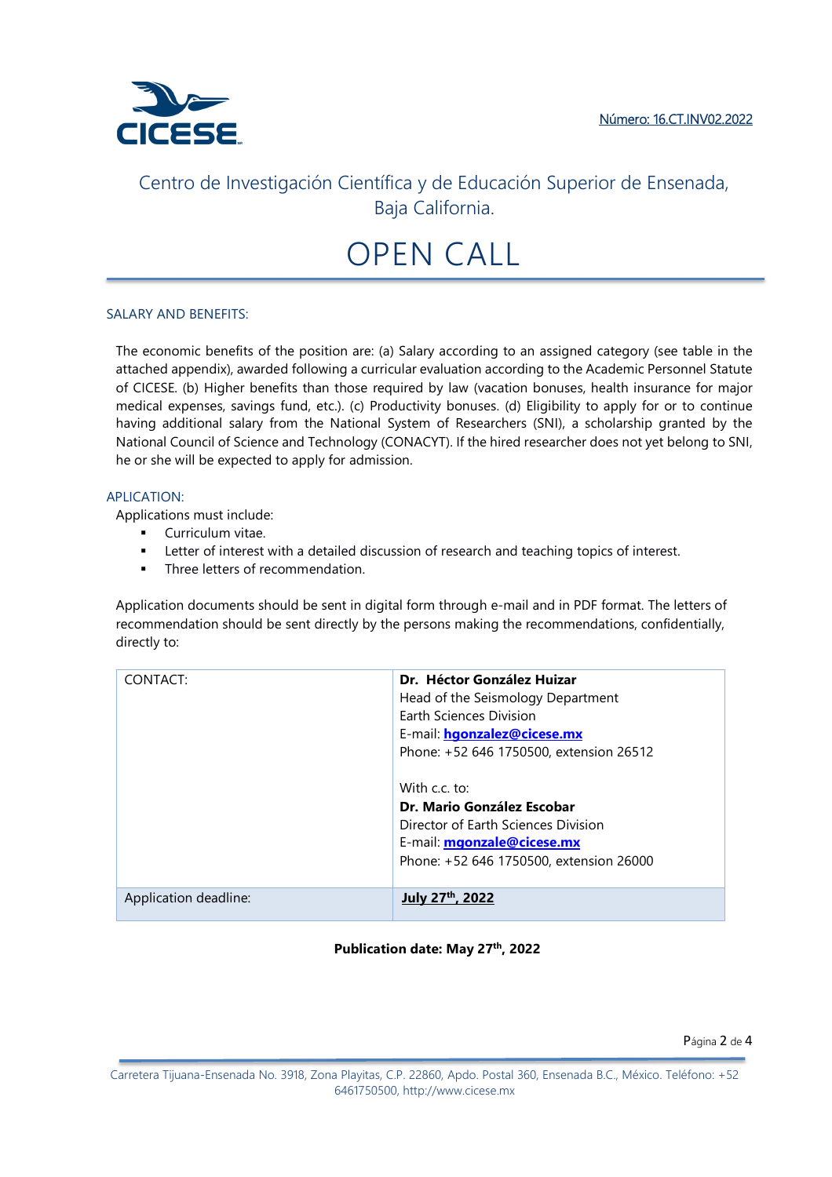Número: 16.CT.INV02.2022

Centro de Investigación Científica y de Educación Superior de Ensenada, Baja California.

# OPEN CALL

## SALARY AND BENEFITS:

The economic benefits of the position are: (a) Salary according to an assigned category (see table in the attached appendix), awarded following a curricular evaluation according to the Academic Personnel Statute of CICESE. (b) Higher benefits than those required by law (vacation bonuses, health insurance for major medical expenses, savings fund, etc.). (c) Productivity bonuses. (d) Eligibility to apply for or to continue having additional salary from the National System of Researchers (SNI), a scholarship granted by the National Council of Science and Technology (CONACYT). If the hired researcher does not yet belong to SNI, he or she will be expected to apply for admission.

## APLICATION:

Applications must include:

- Curriculum vitae.
- Letter of interest with a detailed discussion of research and teaching topics of interest.
- Three letters of recommendation.

Application documents should be sent in digital form through e-mail and in PDF format. The letters of recommendation should be sent directly by the persons making the recommendations, confidentially, directly to:

| | |
|---|---|
| CONTACT: | **Dr. Héctor González Huizar**<br>Head of the Seismology Department<br>Earth Sciences Division<br>E-mail: **hgonzalez@cicese.mx**<br>Phone: +52 646 1750500, extension 26512<br><br>With c.c. to:<br>**Dr. Mario González Escobar**<br>Director of Earth Sciences Division<br>E-mail: **mgonzale@cicese.mx**<br>Phone: +52 646 1750500, extension 26000 |
| Application deadline: | **July 27th, 2022** |

**Publication date: May 27th, 2022**

Carretera Tijuana-Ensenada No. 3918, Zona Playitas, C.P. 22860, Apdo. Postal 360, Ensenada B.C., México. Teléfono: +52 6461750500, http://www.cicese.mx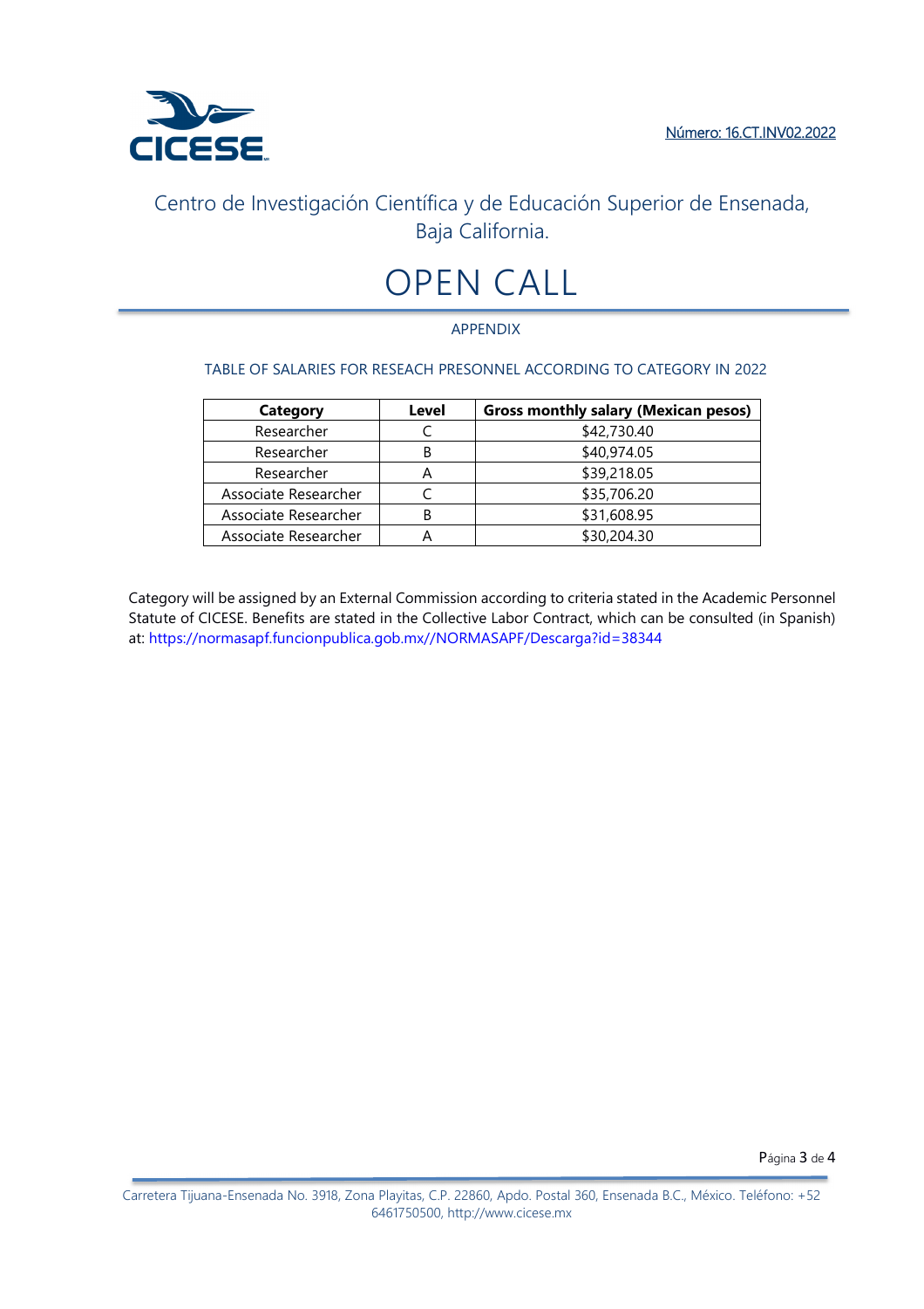Número: 16.CT.INV02.2022

Centro de Investigación Científica y de Educación Superior de Ensenada, Baja California.

# OPEN CALL

APPENDIX

TABLE OF SALARIES FOR RESEACH PRESONNEL ACCORDING TO CATEGORY IN 2022

| Category | Level | Gross monthly salary (Mexican pesos) |
|---|---|---|
| Researcher | C | $42,730.40 |
| Researcher | B | $40,974.05 |
| Researcher | A | $39,218.05 |
| Associate Researcher | C | $35,706.20 |
| Associate Researcher | B | $31,608.95 |
| Associate Researcher | A | $30,204.30 |

Category will be assigned by an External Commission according to criteria stated in the Academic Personnel Statute of CICESE. Benefits are stated in the Collective Labor Contract, which can be consulted (in Spanish) at: https://normasapf.funcionpublica.gob.mx//NORMASAPF/Descarga?id=38344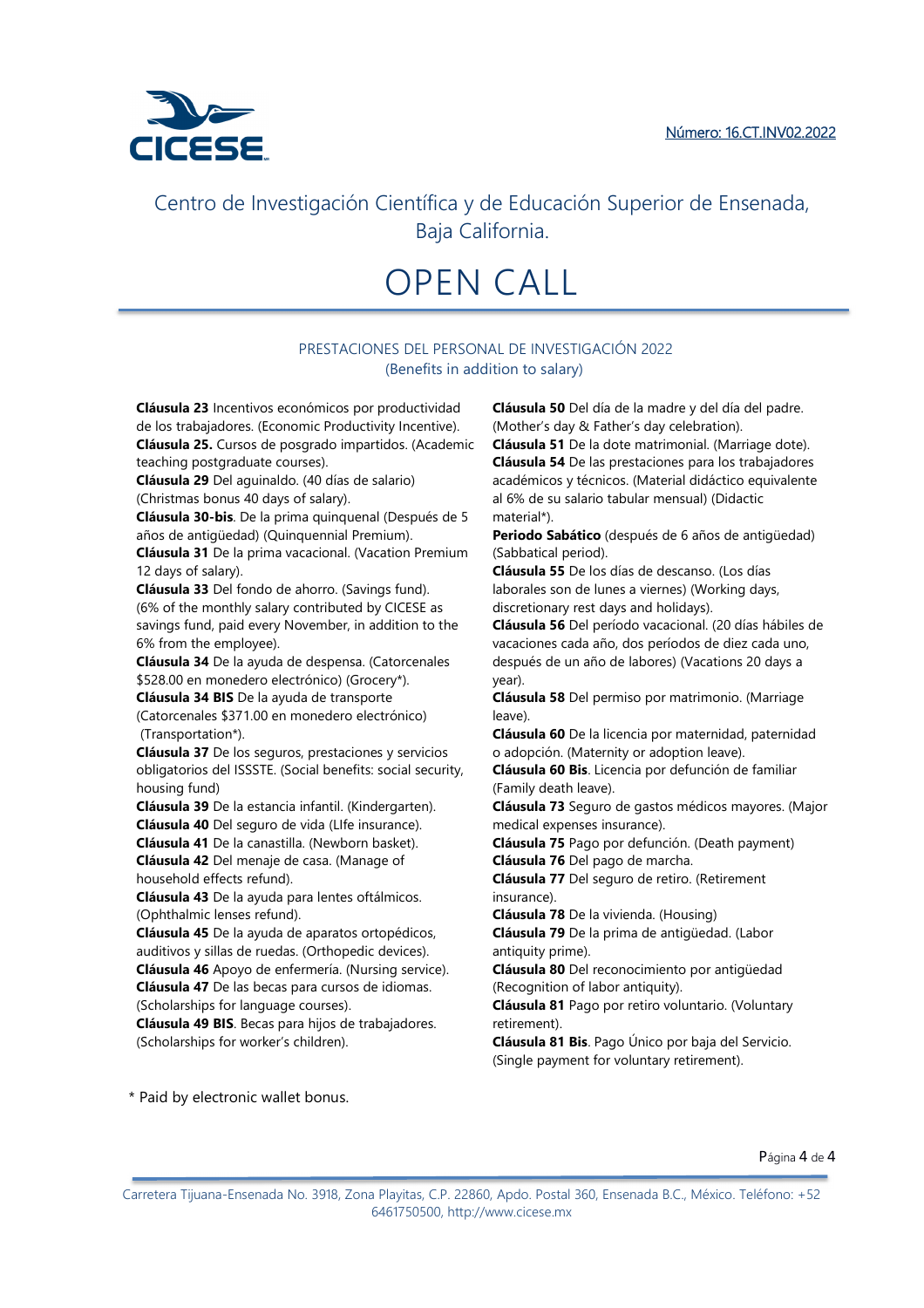Número: 16.CT.INV02.2022

Centro de Investigación Científica y de Educación Superior de Ensenada, Baja California.

# OPEN CALL

## PRESTACIONES DEL PERSONAL DE INVESTIGACIÓN 2022
(Benefits in addition to salary)

**Cláusula 23** Incentivos económicos por productividad de los trabajadores. (Economic Productivity Incentive).
**Cláusula 25.** Cursos de posgrado impartidos. (Academic teaching postgraduate courses).
**Cláusula 29** Del aguinaldo. (40 días de salario) (Christmas bonus 40 days of salary).
**Cláusula 30-bis**. De la prima quinquenal (Después de 5 años de antigüedad) (Quinquennial Premium).
**Cláusula 31** De la prima vacacional. (Vacation Premium 12 days of salary).
**Cláusula 33** Del fondo de ahorro. (Savings fund). (6% of the monthly salary contributed by CICESE as savings fund, paid every November, in addition to the 6% from the employee).
**Cláusula 34** De la ayuda de despensa. (Catorcenales $528.00 en monedero electrónico) (Grocery*).
**Cláusula 34 BIS** De la ayuda de transporte (Catorcenales $371.00 en monedero electrónico) (Transportation*).
**Cláusula 37** De los seguros, prestaciones y servicios obligatorios del ISSSTE. (Social benefits: social security, housing fund)
**Cláusula 39** De la estancia infantil. (Kindergarten).
**Cláusula 40** Del seguro de vida (LIfe insurance).
**Cláusula 41** De la canastilla. (Newborn basket).
**Cláusula 42** Del menaje de casa. (Manage of household effects refund).
**Cláusula 43** De la ayuda para lentes oftálmicos. (Ophthalmic lenses refund).
**Cláusula 45** De la ayuda de aparatos ortopédicos, auditivos y sillas de ruedas. (Orthopedic devices).
**Cláusula 46** Apoyo de enfermería. (Nursing service).
**Cláusula 47** De las becas para cursos de idiomas. (Scholarships for language courses).
**Cláusula 49 BIS**. Becas para hijos de trabajadores. (Scholarships for worker's children).
**Cláusula 50** Del día de la madre y del día del padre. (Mother's day & Father's day celebration).
**Cláusula 51** De la dote matrimonial. (Marriage dote).
**Cláusula 54** De las prestaciones para los trabajadores académicos y técnicos. (Material didáctico equivalente al 6% de su salario tabular mensual) (Didactic material*).
**Periodo Sabático** (después de 6 años de antigüedad) (Sabbatical period).
**Cláusula 55** De los días de descanso. (Los días laborales son de lunes a viernes) (Working days, discretionary rest days and holidays).
**Cláusula 56** Del período vacacional. (20 días hábiles de vacaciones cada año, dos períodos de diez cada uno, después de un año de labores) (Vacations 20 days a year).
**Cláusula 58** Del permiso por matrimonio. (Marriage leave).
**Cláusula 60** De la licencia por maternidad, paternidad o adopción. (Maternity or adoption leave).
**Cláusula 60 Bis**. Licencia por defunción de familiar (Family death leave).
**Cláusula 73** Seguro de gastos médicos mayores. (Major medical expenses insurance).
**Cláusula 75** Pago por defunción. (Death payment)
**Cláusula 76** Del pago de marcha.
**Cláusula 77** Del seguro de retiro. (Retirement insurance).
**Cláusula 78** De la vivienda. (Housing)
**Cláusula 79** De la prima de antigüedad. (Labor antiquity prime).
**Cláusula 80** Del reconocimiento por antigüedad (Recognition of labor antiquity).
**Cláusula 81** Pago por retiro voluntario. (Voluntary retirement).
**Cláusula 81 Bis**. Pago Único por baja del Servicio. (Single payment for voluntary retirement).

\* Paid by electronic wallet bonus.

Carretera Tijuana-Ensenada No. 3918, Zona Playitas, C.P. 22860, Apdo. Postal 360, Ensenada B.C., México. Teléfono: +52 6461750500, http://www.cicese.mx